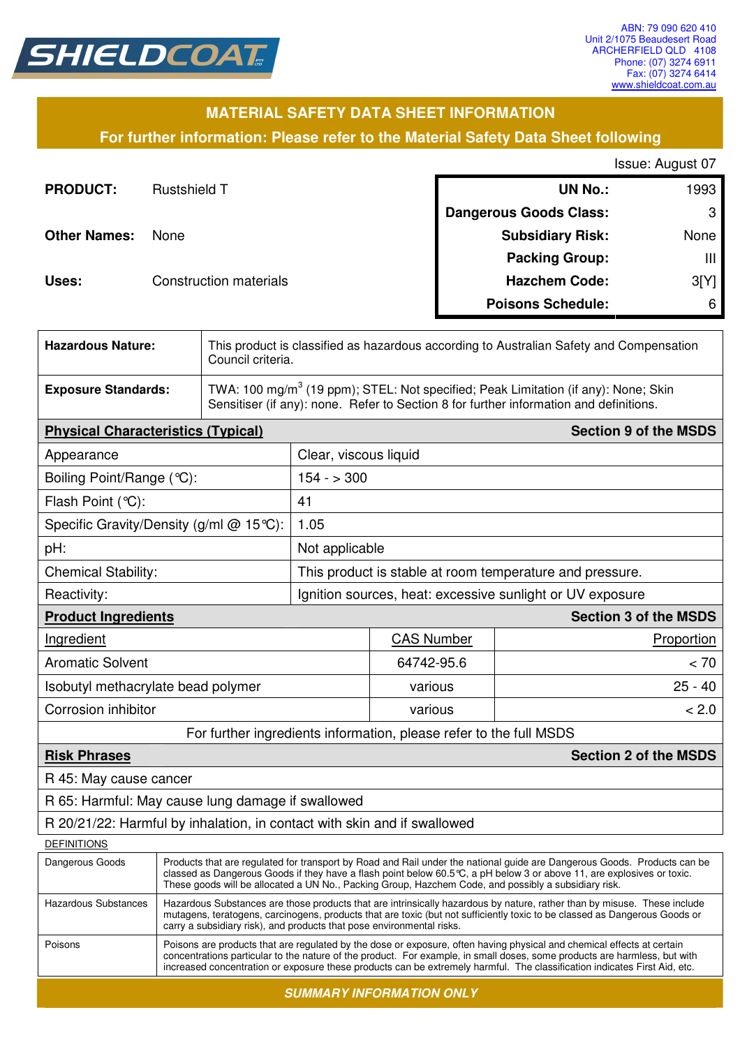SHIELDCOAT

ABN: 79 090 620 410
Unit 2/1075 Beaudesert Road
ARCHERFIELD QLD 4108
Phone: (07) 3274 6911
Fax: (07) 3274 6414
www.shieldcoat.com.au

## MATERIAL SAFETY DATA SHEET INFORMATION

**For further information: Please refer to the Material Safety Data Sheet following**

Issue: August 07

**PRODUCT:** Rustshield T

**Other Names:** None

**Uses:** Construction materials

| | |
|---|---|
| **UN No.:** | 1993 |
| **Dangerous Goods Class:** | 3 |
| **Subsidiary Risk:** | None |
| **Packing Group:** | III |
| **Hazchem Code:** | 3[Y] |
| **Poisons Schedule:** | 6 |

| | |
|---|---|
| **Hazardous Nature:** | This product is classified as hazardous according to Australian Safety and Compensation Council criteria. |
| **Exposure Standards:** | TWA: 100 mg/m$^3$ (19 ppm); STEL: Not specified; Peak Limitation (if any): None; Skin Sensitiser (if any): none. Refer to Section 8 for further information and definitions. |

| **Physical Characteristics (Typical)** | **Section 9 of the MSDS** |
|---|---|
| Appearance | Clear, viscous liquid |
| Boiling Point/Range (℃): | 154 - > 300 |
| Flash Point (℃): | 41 |
| Specific Gravity/Density (g/ml @ 15℃): | 1.05 |
| pH: | Not applicable |
| Chemical Stability: | This product is stable at room temperature and pressure. |
| Reactivity: | Ignition sources, heat: excessive sunlight or UV exposure |

| **Product Ingredients** | | **Section 3 of the MSDS** |
|---|---|---|
| Ingredient | CAS Number | Proportion |
| Aromatic Solvent | 64742-95.6 | < 70 |
| Isobutyl methacrylate bead polymer | various | 25 - 40 |
| Corrosion inhibitor | various | < 2.0 |
| For further ingredients information, please refer to the full MSDS | | |

| **Risk Phrases** | **Section 2 of the MSDS** |
|---|---|
| R 45: May cause cancer | |
| R 65: Harmful: May cause lung damage if swallowed | |
| R 20/21/22: Harmful by inhalation, in contact with skin and if swallowed | |

DEFINITIONS

| | |
|---|---|
| Dangerous Goods | Products that are regulated for transport by Road and Rail under the national guide are Dangerous Goods. Products can be classed as Dangerous Goods if they have a flash point below 60.5℃, a pH below 3 or above 11, are explosives or toxic. These goods will be allocated a UN No., Packing Group, Hazchem Code, and possibly a subsidiary risk. |
| Hazardous Substances | Hazardous Substances are those products that are intrinsically hazardous by nature, rather than by misuse. These include mutagens, teratogens, carcinogens, products that are toxic (but not sufficiently toxic to be classed as Dangerous Goods or carry a subsidiary risk), and products that pose environmental risks. |
| Poisons | Poisons are products that are regulated by the dose or exposure, often having physical and chemical effects at certain concentrations particular to the nature of the product. For example, in small doses, some products are harmless, but with increased concentration or exposure these products can be extremely harmful. The classification indicates First Aid, etc. |

***SUMMARY INFORMATION ONLY***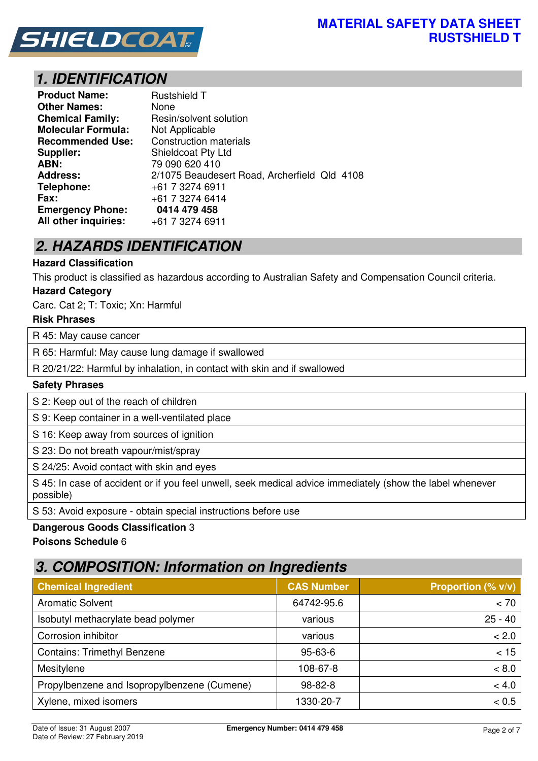# MATERIAL SAFETY DATA SHEET
# RUSTSHIELD T

## 1. IDENTIFICATION

| | |
|---|---|
| **Product Name:** | Rustshield T |
| **Other Names:** | None |
| **Chemical Family:** | Resin/solvent solution |
| **Molecular Formula:** | Not Applicable |
| **Recommended Use:** | Construction materials |
| **Supplier:** | Shieldcoat Pty Ltd |
| **ABN:** | 79 090 620 410 |
| **Address:** | 2/1075 Beaudesert Road, Archerfield Qld 4108 |
| **Telephone:** | +61 7 3274 6911 |
| **Fax:** | +61 7 3274 6414 |
| **Emergency Phone:** | **0414 479 458** |
| **All other inquiries:** | +61 7 3274 6911 |

## 2. HAZARDS IDENTIFICATION

**Hazard Classification**

This product is classified as hazardous according to Australian Safety and Compensation Council criteria.

**Hazard Category**

Carc. Cat 2; T: Toxic; Xn: Harmful

**Risk Phrases**

| |
|---|
| R 45: May cause cancer |
| R 65: Harmful: May cause lung damage if swallowed |
| R 20/21/22: Harmful by inhalation, in contact with skin and if swallowed |

**Safety Phrases**

| |
|---|
| S 2: Keep out of the reach of children |
| S 9: Keep container in a well-ventilated place |
| S 16: Keep away from sources of ignition |
| S 23: Do not breath vapour/mist/spray |
| S 24/25: Avoid contact with skin and eyes |
| S 45: In case of accident or if you feel unwell, seek medical advice immediately (show the label whenever possible) |
| S 53: Avoid exposure - obtain special instructions before use |

**Dangerous Goods Classification** 3

**Poisons Schedule** 6

## 3. COMPOSITION: Information on Ingredients

| Chemical Ingredient | CAS Number | Proportion (% v/v) |
|---|---|---|
| Aromatic Solvent | 64742-95.6 | < 70 |
| Isobutyl methacrylate bead polymer | various | 25 - 40 |
| Corrosion inhibitor | various | < 2.0 |
| Contains: Trimethyl Benzene | 95-63-6 | < 15 |
| Mesitylene | 108-67-8 | < 8.0 |
| Propylbenzene and Isopropylbenzene (Cumene) | 98-82-8 | < 4.0 |
| Xylene, mixed isomers | 1330-20-7 | < 0.5 |

Date of Issue: 31 August 2007
Date of Review: 27 February 2019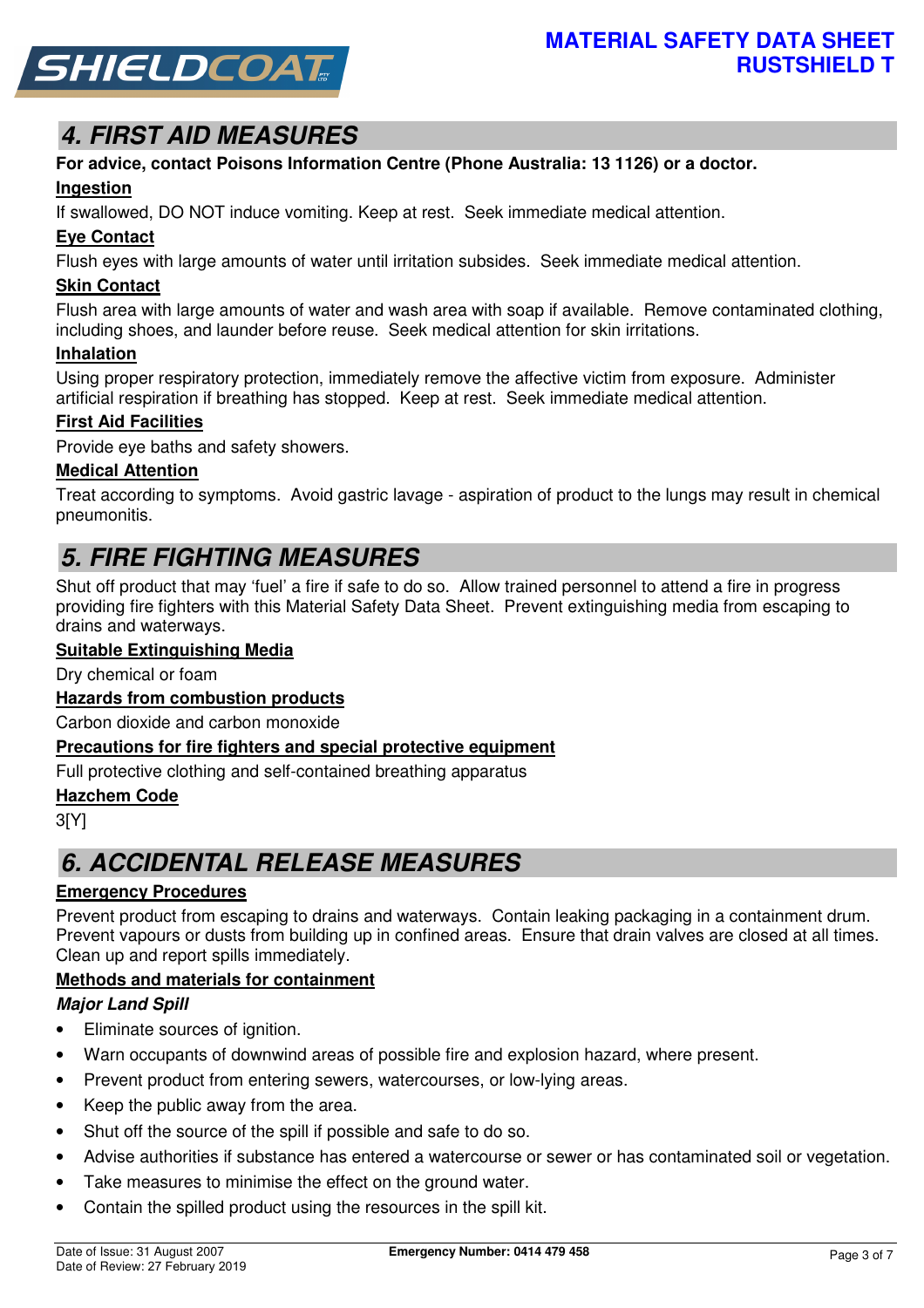## 4. FIRST AID MEASURES

**For advice, contact Poisons Information Centre (Phone Australia: 13 1126) or a doctor.**

**Ingestion**

If swallowed, DO NOT induce vomiting. Keep at rest. Seek immediate medical attention.

**Eye Contact**

Flush eyes with large amounts of water until irritation subsides. Seek immediate medical attention.

**Skin Contact**

Flush area with large amounts of water and wash area with soap if available. Remove contaminated clothing, including shoes, and launder before reuse. Seek medical attention for skin irritations.

**Inhalation**

Using proper respiratory protection, immediately remove the affective victim from exposure. Administer artificial respiration if breathing has stopped. Keep at rest. Seek immediate medical attention.

**First Aid Facilities**

Provide eye baths and safety showers.

**Medical Attention**

Treat according to symptoms. Avoid gastric lavage - aspiration of product to the lungs may result in chemical pneumonitis.

## 5. FIRE FIGHTING MEASURES

Shut off product that may 'fuel' a fire if safe to do so. Allow trained personnel to attend a fire in progress providing fire fighters with this Material Safety Data Sheet. Prevent extinguishing media from escaping to drains and waterways.

**Suitable Extinguishing Media**

Dry chemical or foam

**Hazards from combustion products**

Carbon dioxide and carbon monoxide

**Precautions for fire fighters and special protective equipment**

Full protective clothing and self-contained breathing apparatus

**Hazchem Code**

3[Y]

## 6. ACCIDENTAL RELEASE MEASURES

**Emergency Procedures**

Prevent product from escaping to drains and waterways. Contain leaking packaging in a containment drum. Prevent vapours or dusts from building up in confined areas. Ensure that drain valves are closed at all times. Clean up and report spills immediately.

**Methods and materials for containment**

***Major Land Spill***

- Eliminate sources of ignition.
- Warn occupants of downwind areas of possible fire and explosion hazard, where present.
- Prevent product from entering sewers, watercourses, or low-lying areas.
- Keep the public away from the area.
- Shut off the source of the spill if possible and safe to do so.
- Advise authorities if substance has entered a watercourse or sewer or has contaminated soil or vegetation.
- Take measures to minimise the effect on the ground water.
- Contain the spilled product using the resources in the spill kit.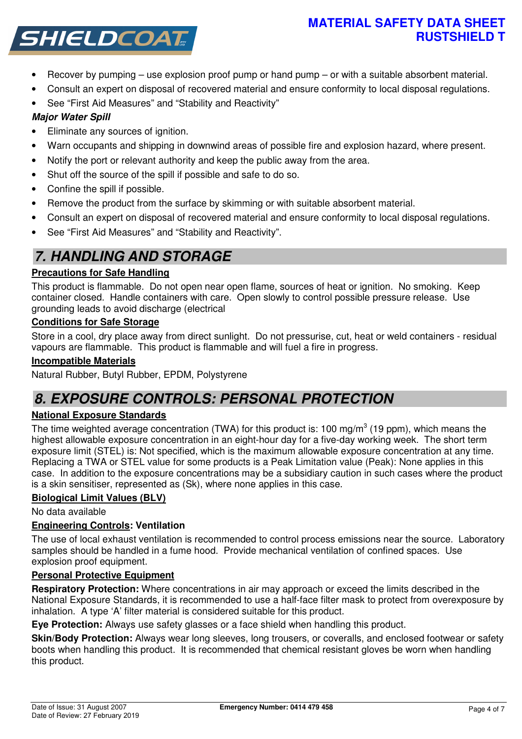- Recover by pumping – use explosion proof pump or hand pump – or with a suitable absorbent material.
- Consult an expert on disposal of recovered material and ensure conformity to local disposal regulations.
- See "First Aid Measures" and "Stability and Reactivity"

***Major Water Spill***

- Eliminate any sources of ignition.
- Warn occupants and shipping in downwind areas of possible fire and explosion hazard, where present.
- Notify the port or relevant authority and keep the public away from the area.
- Shut off the source of the spill if possible and safe to do so.
- Confine the spill if possible.
- Remove the product from the surface by skimming or with suitable absorbent material.
- Consult an expert on disposal of recovered material and ensure conformity to local disposal regulations.
- See "First Aid Measures" and "Stability and Reactivity".

## 7. HANDLING AND STORAGE

**Precautions for Safe Handling**

This product is flammable. Do not open near open flame, sources of heat or ignition. No smoking. Keep container closed. Handle containers with care. Open slowly to control possible pressure release. Use grounding leads to avoid discharge (electrical

**Conditions for Safe Storage**

Store in a cool, dry place away from direct sunlight. Do not pressurise, cut, heat or weld containers - residual vapours are flammable. This product is flammable and will fuel a fire in progress.

**Incompatible Materials**

Natural Rubber, Butyl Rubber, EPDM, Polystyrene

## 8. EXPOSURE CONTROLS: PERSONAL PROTECTION

**National Exposure Standards**

The time weighted average concentration (TWA) for this product is: 100 mg/m$^3$ (19 ppm), which means the highest allowable exposure concentration in an eight-hour day for a five-day working week. The short term exposure limit (STEL) is: Not specified, which is the maximum allowable exposure concentration at any time. Replacing a TWA or STEL value for some products is a Peak Limitation value (Peak): None applies in this case. In addition to the exposure concentrations may be a subsidiary caution in such cases where the product is a skin sensitiser, represented as (Sk), where none applies in this case.

**Biological Limit Values (BLV)**

No data available

**Engineering Controls: Ventilation**

The use of local exhaust ventilation is recommended to control process emissions near the source. Laboratory samples should be handled in a fume hood. Provide mechanical ventilation of confined spaces. Use explosion proof equipment.

**Personal Protective Equipment**

**Respiratory Protection:** Where concentrations in air may approach or exceed the limits described in the National Exposure Standards, it is recommended to use a half-face filter mask to protect from overexposure by inhalation. A type 'A' filter material is considered suitable for this product.

**Eye Protection:** Always use safety glasses or a face shield when handling this product.

**Skin/Body Protection:** Always wear long sleeves, long trousers, or coveralls, and enclosed footwear or safety boots when handling this product. It is recommended that chemical resistant gloves be worn when handling this product.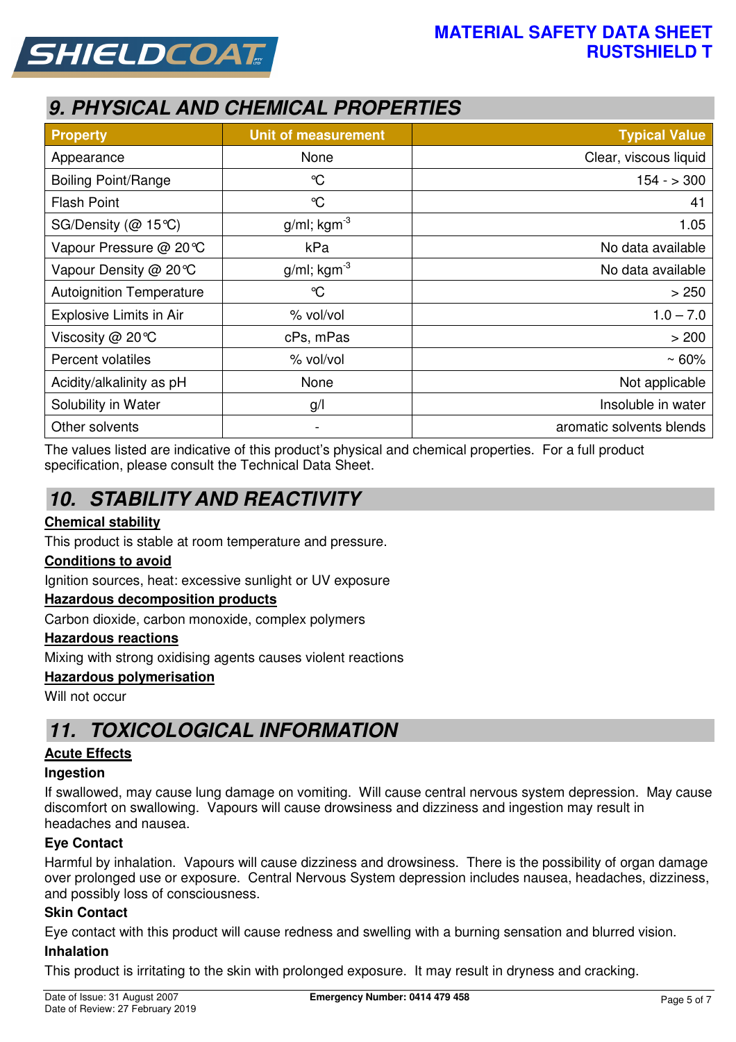## 9. PHYSICAL AND CHEMICAL PROPERTIES

| Property | Unit of measurement | Typical Value |
|---|---|---|
| Appearance | None | Clear, viscous liquid |
| Boiling Point/Range | °C | 154 - > 300 |
| Flash Point | °C | 41 |
| SG/Density (@ 15°C) | g/ml; $kgm^{-3}$ | 1.05 |
| Vapour Pressure @ 20°C | kPa | No data available |
| Vapour Density @ 20°C | g/ml; $kgm^{-3}$ | No data available |
| Autoignition Temperature | °C | > 250 |
| Explosive Limits in Air | % vol/vol | 1.0 – 7.0 |
| Viscosity @ 20°C | cPs, mPas | > 200 |
| Percent volatiles | % vol/vol | ~ 60% |
| Acidity/alkalinity as pH | None | Not applicable |
| Solubility in Water | g/l | Insoluble in water |
| Other solvents | - | aromatic solvents blends |

The values listed are indicative of this product's physical and chemical properties. For a full product specification, please consult the Technical Data Sheet.

## 10. STABILITY AND REACTIVITY

**Chemical stability**

This product is stable at room temperature and pressure.

**Conditions to avoid**

Ignition sources, heat: excessive sunlight or UV exposure

**Hazardous decomposition products**

Carbon dioxide, carbon monoxide, complex polymers

**Hazardous reactions**

Mixing with strong oxidising agents causes violent reactions

**Hazardous polymerisation**

Will not occur

## 11. TOXICOLOGICAL INFORMATION

**Acute Effects**

**Ingestion**

If swallowed, may cause lung damage on vomiting. Will cause central nervous system depression. May cause discomfort on swallowing. Vapours will cause drowsiness and dizziness and ingestion may result in headaches and nausea.

**Eye Contact**

Harmful by inhalation. Vapours will cause dizziness and drowsiness. There is the possibility of organ damage over prolonged use or exposure. Central Nervous System depression includes nausea, headaches, dizziness, and possibly loss of consciousness.

**Skin Contact**

Eye contact with this product will cause redness and swelling with a burning sensation and blurred vision.

**Inhalation**

This product is irritating to the skin with prolonged exposure. It may result in dryness and cracking.

Date of Issue: 31 August 2007
Date of Review: 27 February 2019

**Emergency Number: 0414 479 458**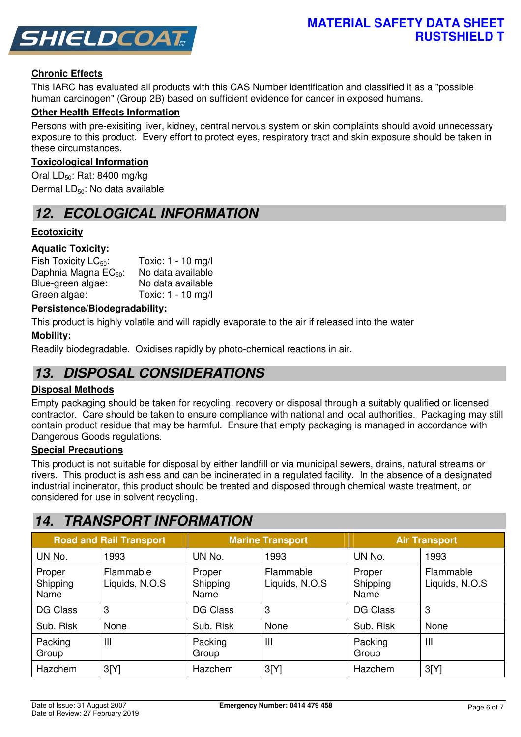### Chronic Effects

This IARC has evaluated all products with this CAS Number identification and classified it as a "possible human carcinogen" (Group 2B) based on sufficient evidence for cancer in exposed humans.

### Other Health Effects Information

Persons with pre-exisiting liver, kidney, central nervous system or skin complaints should avoid unnecessary exposure to this product. Every effort to protect eyes, respiratory tract and skin exposure should be taken in these circumstances.

### Toxicological Information

Oral $LD_{50}$: Rat: 8400 mg/kg

Dermal $LD_{50}$: No data available

## 12. ECOLOGICAL INFORMATION

### Ecotoxicity

**Aquatic Toxicity:**

| | |
|---|---|
| Fish Toxicity $LC_{50}$: | Toxic: 1 - 10 mg/l |
| Daphnia Magna $EC_{50}$: | No data available |
| Blue-green algae: | No data available |
| Green algae: | Toxic: 1 - 10 mg/l |

**Persistence/Biodegradability:**

This product is highly volatile and will rapidly evaporate to the air if released into the water

**Mobility:**

Readily biodegradable. Oxidises rapidly by photo-chemical reactions in air.

## 13. DISPOSAL CONSIDERATIONS

### Disposal Methods

Empty packaging should be taken for recycling, recovery or disposal through a suitably qualified or licensed contractor. Care should be taken to ensure compliance with national and local authorities. Packaging may still contain product residue that may be harmful. Ensure that empty packaging is managed in accordance with Dangerous Goods regulations.

### Special Precautions

This product is not suitable for disposal by either landfill or via municipal sewers, drains, natural streams or rivers. This product is ashless and can be incinerated in a regulated facility. In the absence of a designated industrial incinerator, this product should be treated and disposed through chemical waste treatment, or considered for use in solvent recycling.

## 14. TRANSPORT INFORMATION

| Road and Rail Transport | | Marine Transport | | Air Transport | |
|---|---|---|---|---|---|
| UN No. | 1993 | UN No. | 1993 | UN No. | 1993 |
| Proper Shipping Name | Flammable Liquids, N.O.S | Proper Shipping Name | Flammable Liquids, N.O.S | Proper Shipping Name | Flammable Liquids, N.O.S |
| DG Class | 3 | DG Class | 3 | DG Class | 3 |
| Sub. Risk | None | Sub. Risk | None | Sub. Risk | None |
| Packing Group | III | Packing Group | III | Packing Group | III |
| Hazchem | 3[Y] | Hazchem | 3[Y] | Hazchem | 3[Y] |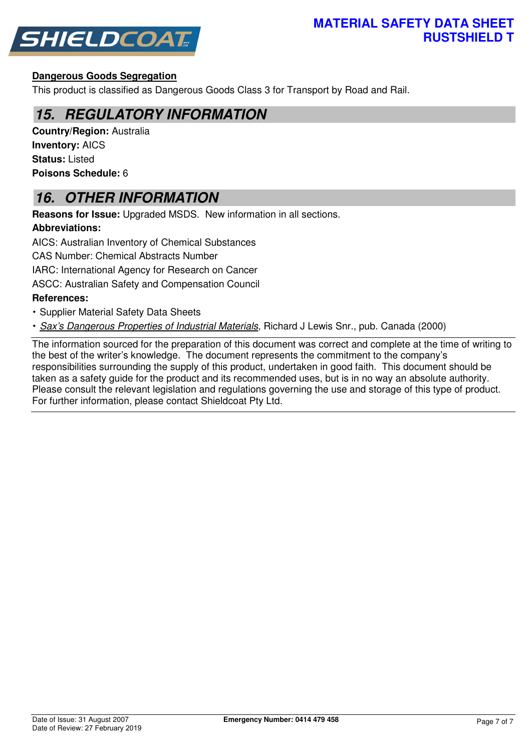**Dangerous Goods Segregation**

This product is classified as Dangerous Goods Class 3 for Transport by Road and Rail.

## 15. REGULATORY INFORMATION

**Country/Region:** Australia
**Inventory:** AICS
**Status:** Listed
**Poisons Schedule:** 6

## 16. OTHER INFORMATION

**Reasons for Issue:** Upgraded MSDS. New information in all sections.

**Abbreviations:**

AICS: Australian Inventory of Chemical Substances

CAS Number: Chemical Abstracts Number

IARC: International Agency for Research on Cancer

ASCC: Australian Safety and Compensation Council

**References:**

- Supplier Material Safety Data Sheets
- *Sax's Dangerous Properties of Industrial Materials*, Richard J Lewis Snr., pub. Canada (2000)

The information sourced for the preparation of this document was correct and complete at the time of writing to the best of the writer's knowledge. The document represents the commitment to the company's responsibilities surrounding the supply of this product, undertaken in good faith. This document should be taken as a safety guide for the product and its recommended uses, but is in no way an absolute authority. Please consult the relevant legislation and regulations governing the use and storage of this type of product. For further information, please contact Shieldcoat Pty Ltd.